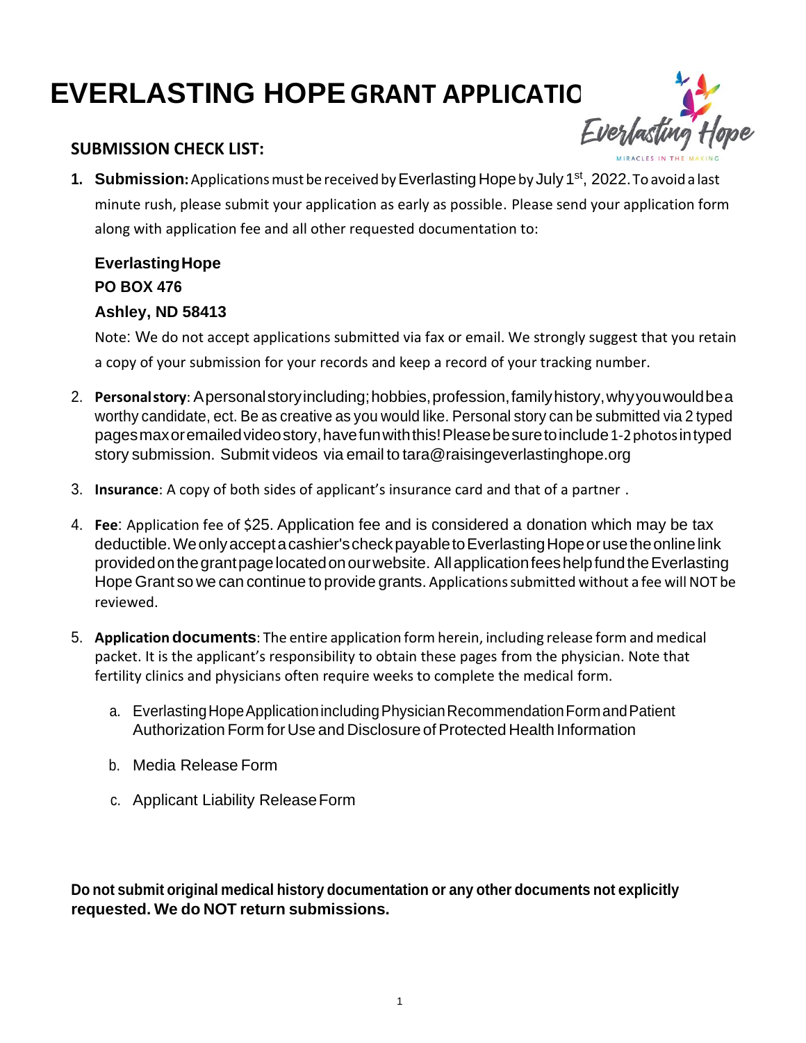# EVERLASTING HOPE GRANT APPLICATIO

Everlasting Hope
MIRACLES IN THE MAKING

## SUBMISSION CHECK LIST:

1. **Submission:** Applications must be received by Everlasting Hope by July 1st, 2022. To avoid a last minute rush, please submit your application as early as possible. Please send your application form along with application fee and all other requested documentation to:

   **Everlasting Hope**
   **PO BOX 476**
   **Ashley, ND 58413**

   Note: We do not accept applications submitted via fax or email. We strongly suggest that you retain a copy of your submission for your records and keep a record of your tracking number.

2. **Personal story**: A personal story including; hobbies, profession, family history, why you would be a worthy candidate, ect. Be as creative as you would like. Personal story can be submitted via 2 typed pages max or emailed video story, have fun with this! Please be sure to include 1-2 photos in typed story submission. Submit videos via email to tara@raisingeverlastinghope.org

3. **Insurance**: A copy of both sides of applicant's insurance card and that of a partner .

4. **Fee**: Application fee of $25. Application fee and is considered a donation which may be tax deductible. We only accept a cashier's check payable to Everlasting Hope or use the online link provided on the grant page located on our website. All application fees help fund the Everlasting Hope Grant so we can continue to provide grants. Applications submitted without a fee will NOT be reviewed.

5. **Application documents**: The entire application form herein, including release form and medical packet. It is the applicant's responsibility to obtain these pages from the physician. Note that fertility clinics and physicians often require weeks to complete the medical form.

   a. Everlasting Hope Application including Physician Recommendation Form and Patient Authorization Form for Use and Disclosure of Protected Health Information

   b. Media Release Form

   c. Applicant Liability Release Form

**Do not submit original medical history documentation or any other documents not explicitly requested. We do NOT return submissions.**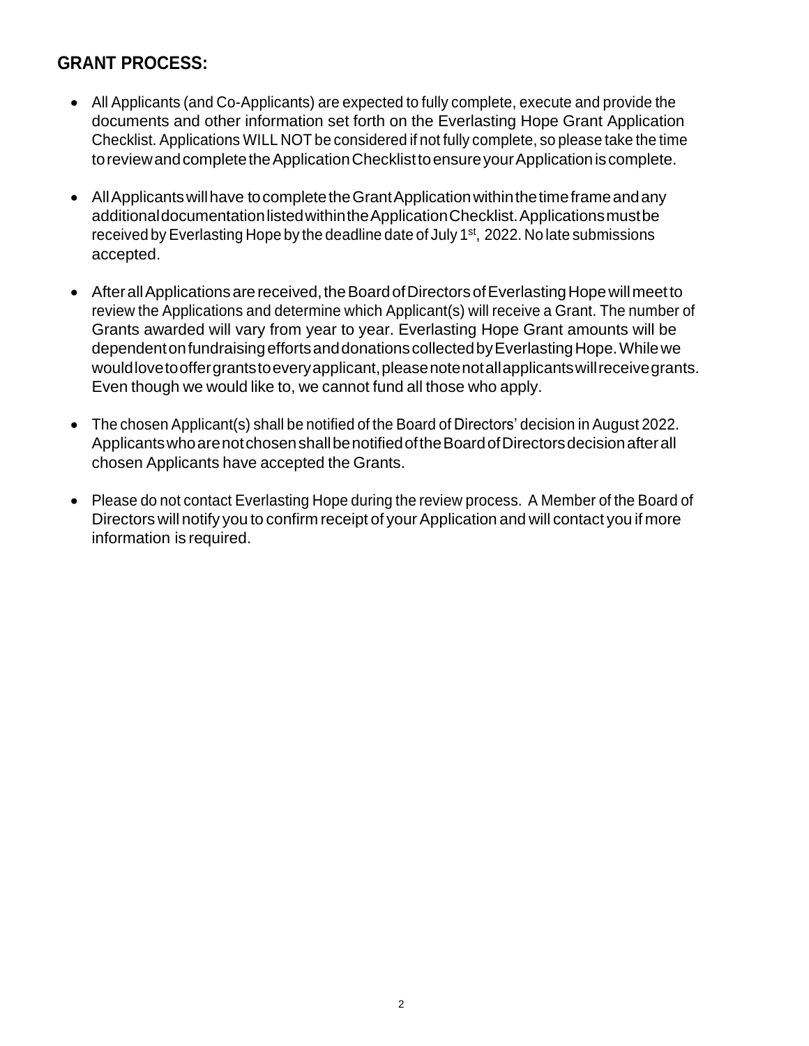## GRANT PROCESS:

- All Applicants (and Co-Applicants) are expected to fully complete, execute and provide the documents and other information set forth on the Everlasting Hope Grant Application Checklist. Applications WILL NOT be considered if not fully complete, so please take the time to review and complete the Application Checklist to ensure your Application is complete.
- All Applicants will have to complete the Grant Application within the time frame and any additional documentation listed within the Application Checklist. Applications must be received by Everlasting Hope by the deadline date of July 1st, 2022. No late submissions accepted.
- After all Applications are received, the Board of Directors of Everlasting Hope will meet to review the Applications and determine which Applicant(s) will receive a Grant. The number of Grants awarded will vary from year to year. Everlasting Hope Grant amounts will be dependent on fundraising efforts and donations collected by Everlasting Hope. While we would love to offer grants to every applicant, please note not all applicants will receive grants. Even though we would like to, we cannot fund all those who apply.
- The chosen Applicant(s) shall be notified of the Board of Directors' decision in August 2022. Applicants who are not chosen shall be notified of the Board of Directors decision after all chosen Applicants have accepted the Grants.
- Please do not contact Everlasting Hope during the review process. A Member of the Board of Directors will notify you to confirm receipt of your Application and will contact you if more information is required.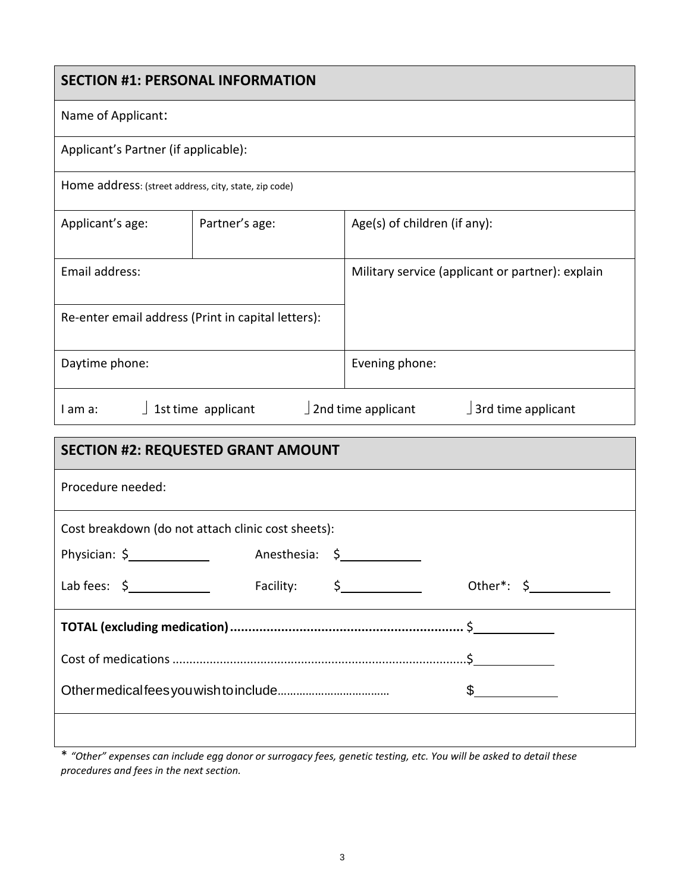## SECTION #1: PERSONAL INFORMATION

| Name of Applicant: | | |
|---|---|---|
| Applicant's Partner (if applicable): | | |
| Home address: (street address, city, state, zip code) | | |
| Applicant's age: | Partner's age: | Age(s) of children (if any): |
| Email address: | | Military service (applicant or partner): explain |
| Re-enter email address (Print in capital letters): | | |
| Daytime phone: | | Evening phone: |

I am a: ⌋ 1st time applicant ⌋ 2nd time applicant ⌋ 3rd time applicant

## SECTION #2: REQUESTED GRANT AMOUNT

Procedure needed:

Cost breakdown (do not attach clinic cost sheets):

Physician: $\_\_\_\_\_\_\_\_\_\_ Anesthesia: $\_\_\_\_\_\_\_\_\_\_

Lab fees: $\_\_\_\_\_\_\_\_\_\_ Facility: $\_\_\_\_\_\_\_\_\_\_ Other*: $\_\_\_\_\_\_\_\_\_\_

**TOTAL (excluding medication)................................................................** $\_\_\_\_\_\_\_\_\_\_

Cost of medications ........................................................................................$\_\_\_\_\_\_\_\_\_\_

Other medical fees you wish to include.................................. $\_\_\_\_\_\_\_\_\_\_

* *"Other" expenses can include egg donor or surrogacy fees, genetic testing, etc. You will be asked to detail these procedures and fees in the next section.*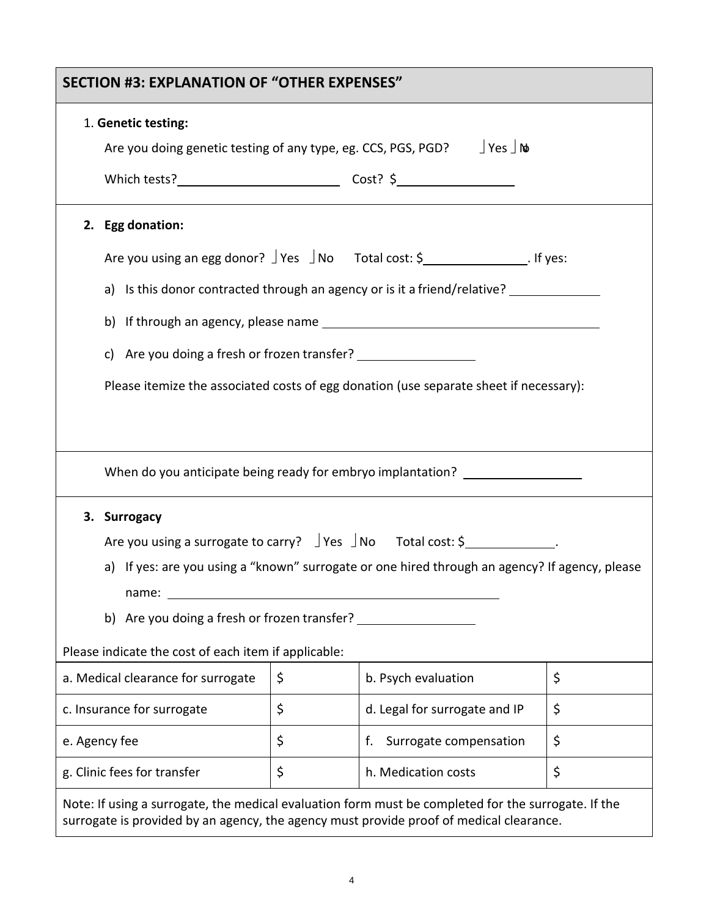## SECTION #3: EXPLANATION OF "OTHER EXPENSES"

1. **Genetic testing:**

   Are you doing genetic testing of any type, eg. CCS, PGS, PGD? ☐ Yes ☐ No

   Which tests? ________________________ Cost? $_________________

2. **Egg donation:**

   Are you using an egg donor? ☐ Yes ☐ No Total cost: $_______________. If yes:

   a) Is this donor contracted through an agency or is it a friend/relative? _____________

   b) If through an agency, please name ______________________________________________

   c) Are you doing a fresh or frozen transfer? _________________

   Please itemize the associated costs of egg donation (use separate sheet if necessary):

   When do you anticipate being ready for embryo implantation? _________________

3. **Surrogacy**

   Are you using a surrogate to carry? ☐ Yes ☐ No Total cost: $_____________.

   a) If yes: are you using a "known" surrogate or one hired through an agency? If agency, please name: ______________________________________________

   b) Are you doing a fresh or frozen transfer? _________________

Please indicate the cost of each item if applicable:

| a. Medical clearance for surrogate | $ | b. Psych evaluation | $ |
|---|---|---|---|
| c. Insurance for surrogate | $ | d. Legal for surrogate and IP | $ |
| e. Agency fee | $ | f. Surrogate compensation | $ |
| g. Clinic fees for transfer | $ | h. Medication costs | $ |

Note: If using a surrogate, the medical evaluation form must be completed for the surrogate. If the surrogate is provided by an agency, the agency must provide proof of medical clearance.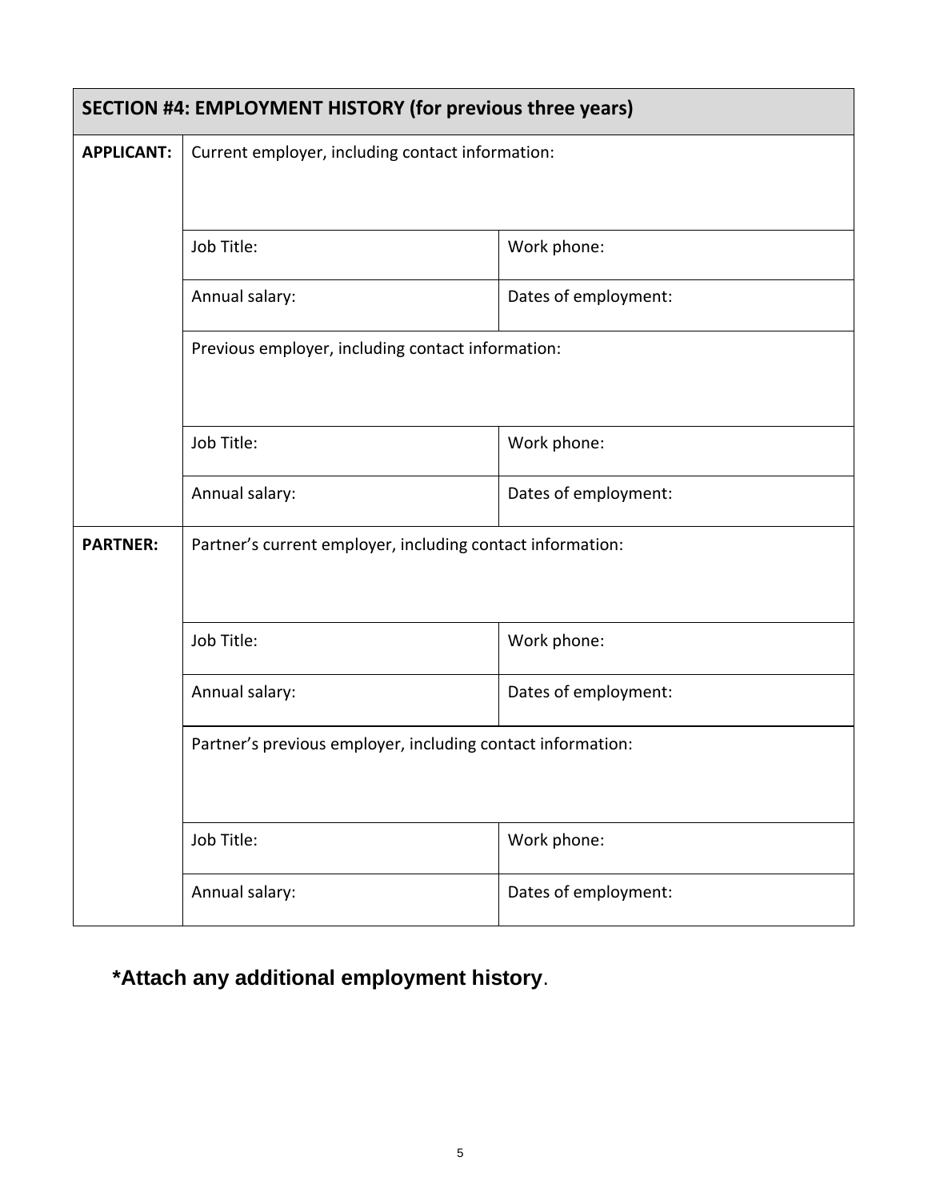| SECTION #4: EMPLOYMENT HISTORY (for previous three years) | | |
|---|---|---|
| **APPLICANT:** | Current employer, including contact information: | |
| | Job Title: | Work phone: |
| | Annual salary: | Dates of employment: |
| | Previous employer, including contact information: | |
| | Job Title: | Work phone: |
| | Annual salary: | Dates of employment: |
| **PARTNER:** | Partner's current employer, including contact information: | |
| | Job Title: | Work phone: |
| | Annual salary: | Dates of employment: |
| | Partner's previous employer, including contact information: | |
| | Job Title: | Work phone: |
| | Annual salary: | Dates of employment: |

**\*Attach any additional employment history**.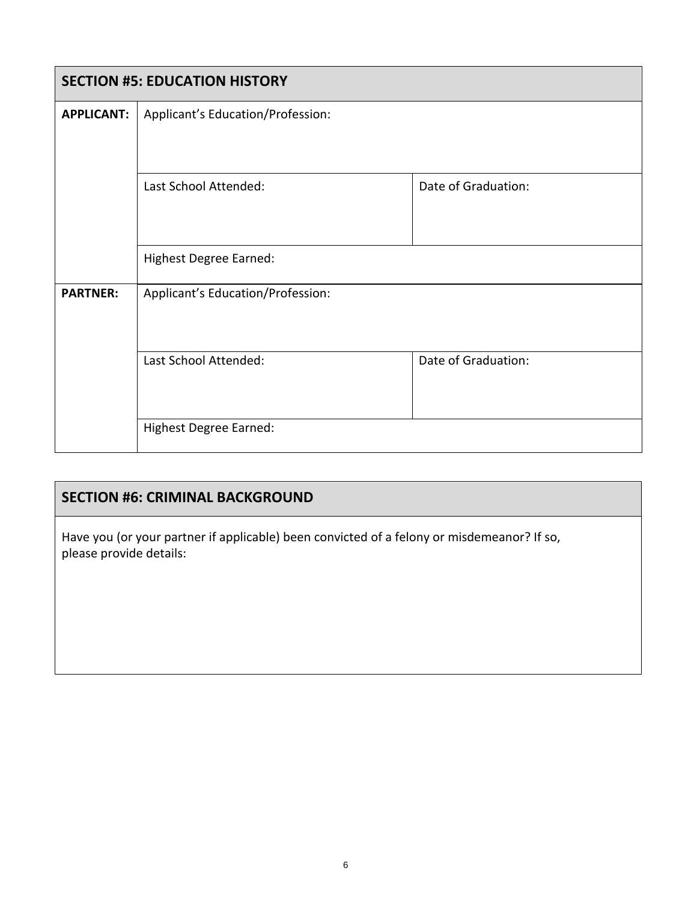## SECTION #5: EDUCATION HISTORY

| | | |
|---|---|---|
| **APPLICANT:** | Applicant's Education/Profession: | |
| | Last School Attended: | Date of Graduation: |
| | Highest Degree Earned: | |
| **PARTNER:** | Applicant's Education/Profession: | |
| | Last School Attended: | Date of Graduation: |
| | Highest Degree Earned: | |

## SECTION #6: CRIMINAL BACKGROUND

Have you (or your partner if applicable) been convicted of a felony or misdemeanor? If so, please provide details: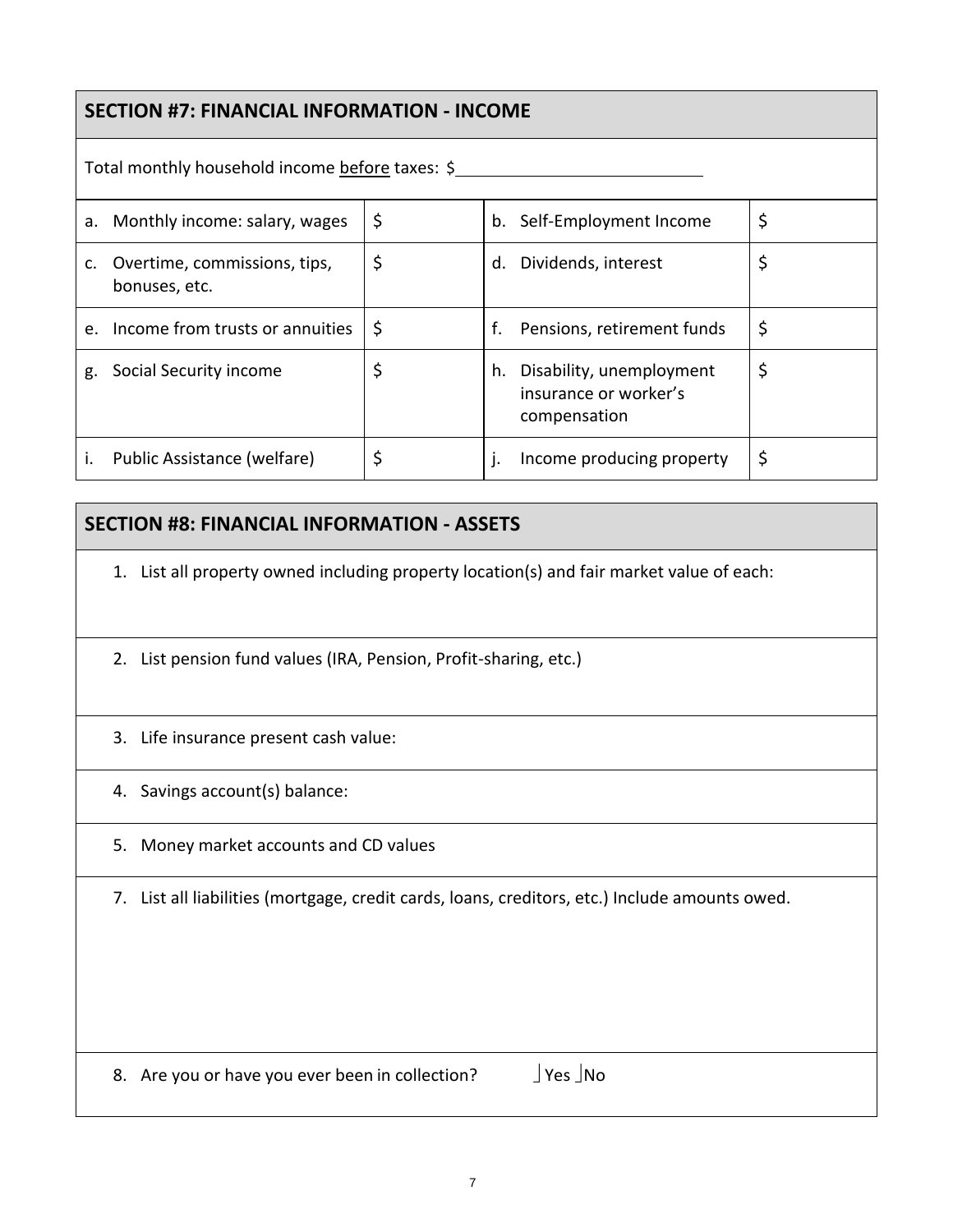## SECTION #7: FINANCIAL INFORMATION - INCOME

Total monthly household income before taxes: $\_\_\_\_\_\_\_\_\_\_\_\_\_\_\_\_\_\_\_\_\_\_\_\_

| | | | |
|---|---|---|---|
| a. Monthly income: salary, wages | $ | b. Self-Employment Income | $ |
| c. Overtime, commissions, tips, bonuses, etc. | $ | d. Dividends, interest | $ |
| e. Income from trusts or annuities | $ | f. Pensions, retirement funds | $ |
| g. Social Security income | $ | h. Disability, unemployment insurance or worker's compensation | $ |
| i. Public Assistance (welfare) | $ | j. Income producing property | $ |

## SECTION #8: FINANCIAL INFORMATION - ASSETS

1. List all property owned including property location(s) and fair market value of each:

2. List pension fund values (IRA, Pension, Profit-sharing, etc.)

3. Life insurance present cash value:

4. Savings account(s) balance:

5. Money market accounts and CD values

7. List all liabilities (mortgage, credit cards, loans, creditors, etc.) Include amounts owed.

8. Are you or have you ever been in collection? ☐ Yes ☐ No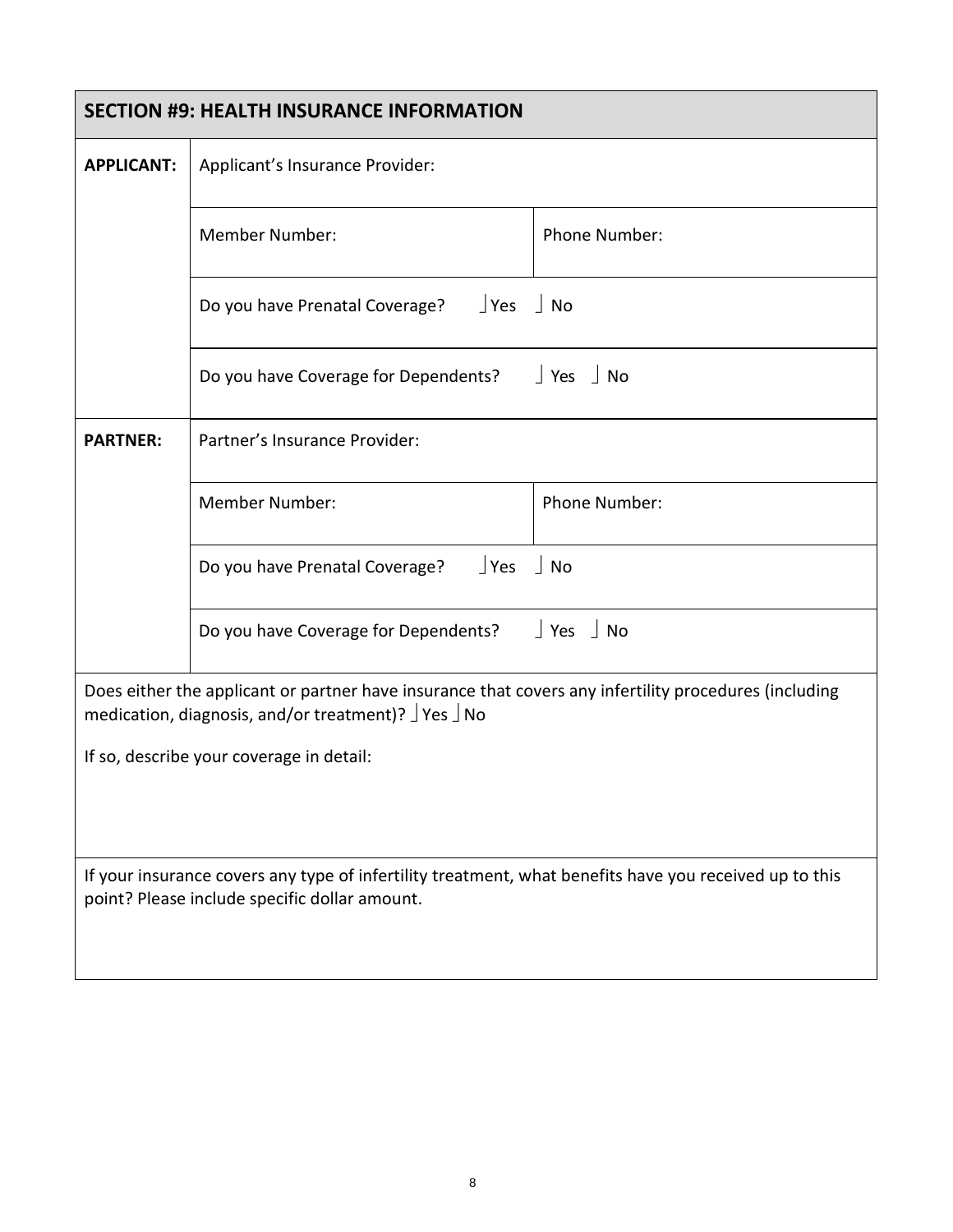## SECTION #9: HEALTH INSURANCE INFORMATION

| | | |
|---|---|---|
| **APPLICANT:** | Applicant's Insurance Provider: | |
| | Member Number: | Phone Number: |
| | Do you have Prenatal Coverage? ⌡Yes ⌡No | |
| | Do you have Coverage for Dependents? ⌡Yes ⌡No | |
| **PARTNER:** | Partner's Insurance Provider: | |
| | Member Number: | Phone Number: |
| | Do you have Prenatal Coverage? ⌡Yes ⌡No | |
| | Do you have Coverage for Dependents? ⌡Yes ⌡No | |

Does either the applicant or partner have insurance that covers any infertility procedures (including medication, diagnosis, and/or treatment)? ⌡Yes ⌡No

If so, describe your coverage in detail:

If your insurance covers any type of infertility treatment, what benefits have you received up to this point? Please include specific dollar amount.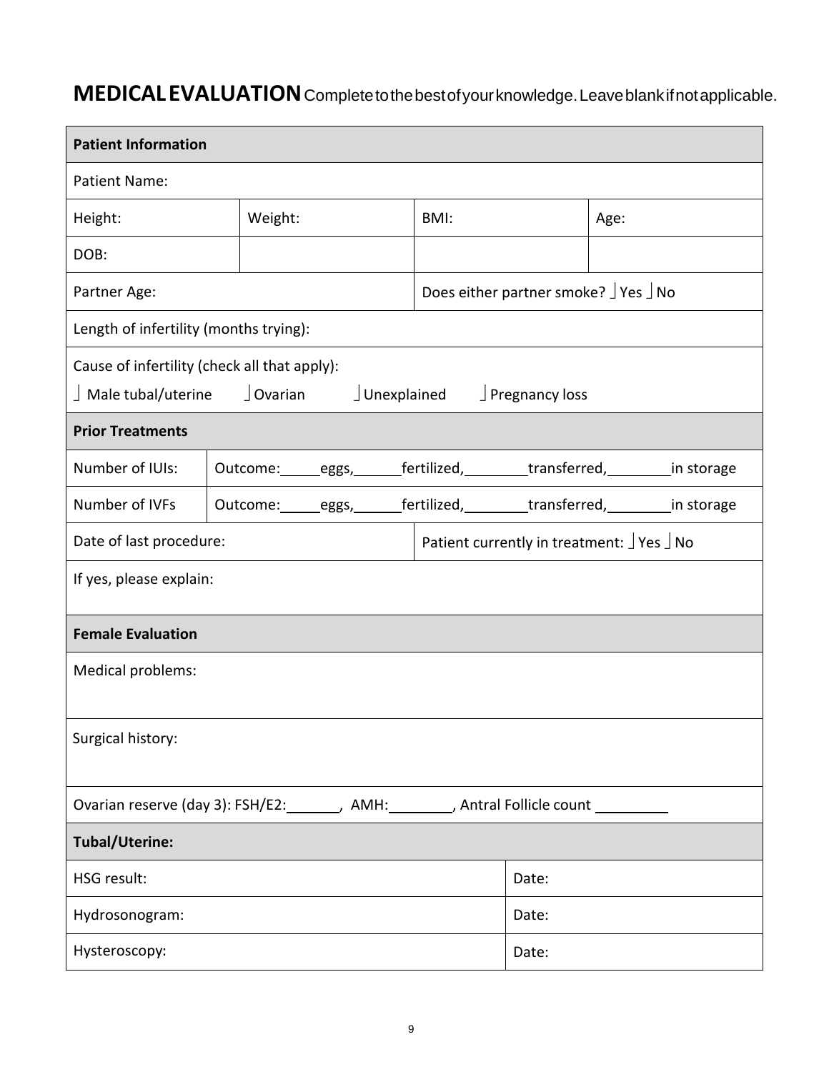# MEDICAL EVALUATION

Complete to the best of your knowledge. Leave blank if not applicable.

| **Patient Information** | | | |
|---|---|---|---|
| Patient Name: | | | |
| Height: | Weight: | BMI: | Age: |
| DOB: | | | |
| Partner Age: | | Does either partner smoke? ⌋ Yes ⌋ No | |
| Length of infertility (months trying): | | | |
| Cause of infertility (check all that apply):<br>⌋ Male tubal/uterine ⌋ Ovarian ⌋ Unexplained ⌋ Pregnancy loss | | | |

| **Prior Treatments** | |
|---|---|
| Number of IUIs: | Outcome:\_\_\_\_\_eggs,\_\_\_\_\_\_fertilized,\_\_\_\_\_\_\_\_transferred,\_\_\_\_\_\_\_\_in storage |
| Number of IVFs | Outcome:\_\_\_\_\_eggs,\_\_\_\_\_\_fertilized,\_\_\_\_\_\_\_\_transferred,\_\_\_\_\_\_\_\_in storage |
| Date of last procedure: | Patient currently in treatment: ⌋ Yes ⌋ No |
| If yes, please explain: | |

| **Female Evaluation** |
|---|
| Medical problems: |
| Surgical history: |
| Ovarian reserve (day 3): FSH/E2:\_\_\_\_\_\_\_, AMH:\_\_\_\_\_\_\_\_, Antral Follicle count \_\_\_\_\_\_\_\_\_ |

| **Tubal/Uterine:** | |
|---|---|
| HSG result: | Date: |
| Hydrosonogram: | Date: |
| Hysteroscopy: | Date: |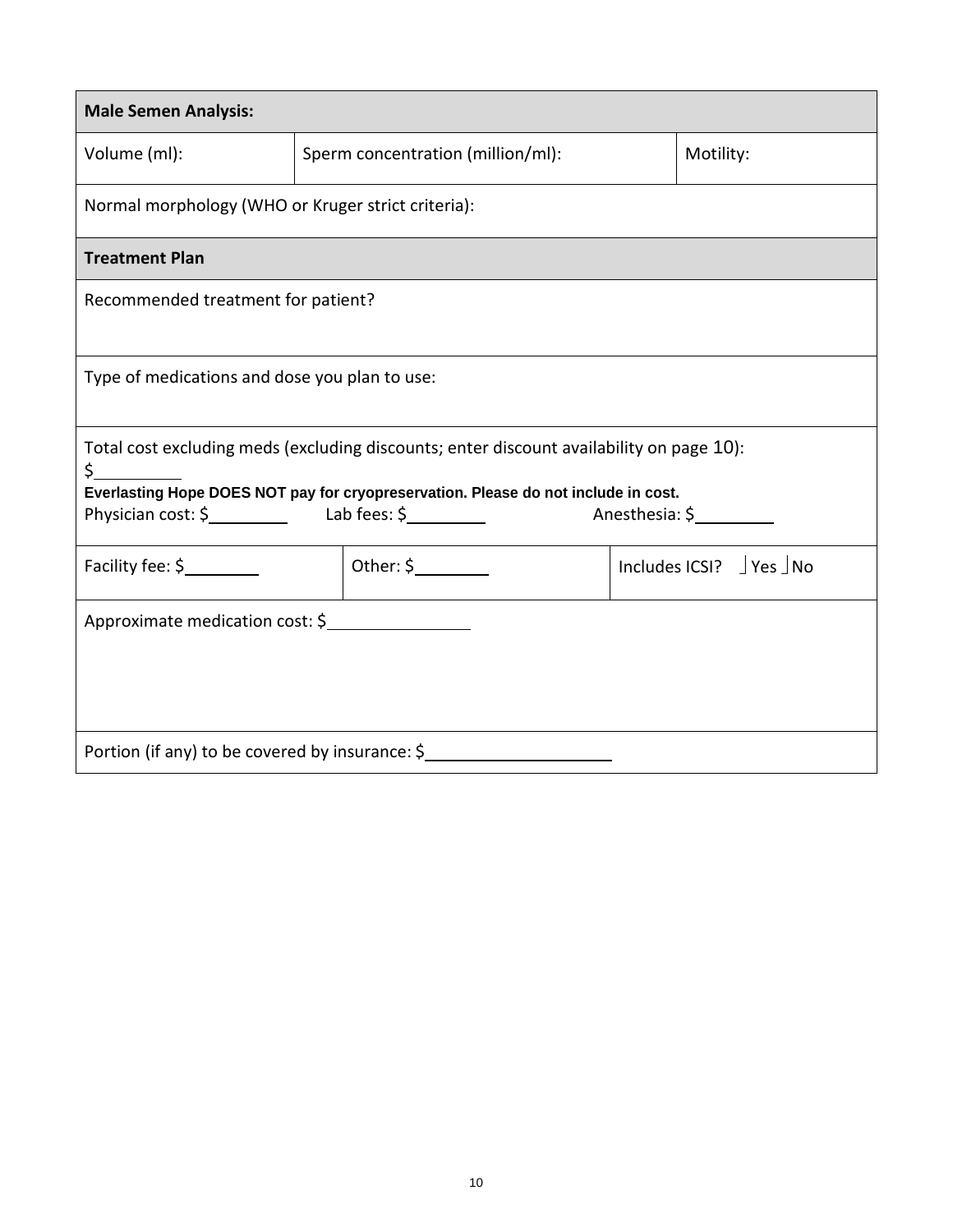| **Male Semen Analysis:** | | |
|---|---|---|
| Volume (ml): | Sperm concentration (million/ml): | Motility: |
| Normal morphology (WHO or Kruger strict criteria): | | |

| **Treatment Plan** | | |
|---|---|---|
| Recommended treatment for patient? | | |
| Type of medications and dose you plan to use: | | |
| Total cost excluding meds (excluding discounts; enter discount availability on page 10): \$\_\_\_\_\_\_\_\_\_ **Everlasting Hope DOES NOT pay for cryopreservation. Please do not include in cost.** Physician cost: \$\_\_\_\_\_\_\_\_\_ Lab fees: \$\_\_\_\_\_\_\_\_\_ Anesthesia: \$\_\_\_\_\_\_\_\_\_ | | |
| Facility fee: \$\_\_\_\_\_\_\_\_ | Other: \$\_\_\_\_\_\_\_\_ | Includes ICSI? ☐ Yes ☐ No |
| Approximate medication cost: \$\_\_\_\_\_\_\_\_\_\_\_\_\_\_\_ | | |
| Portion (if any) to be covered by insurance: \$\_\_\_\_\_\_\_\_\_\_\_\_\_\_\_\_\_\_\_\_ | | |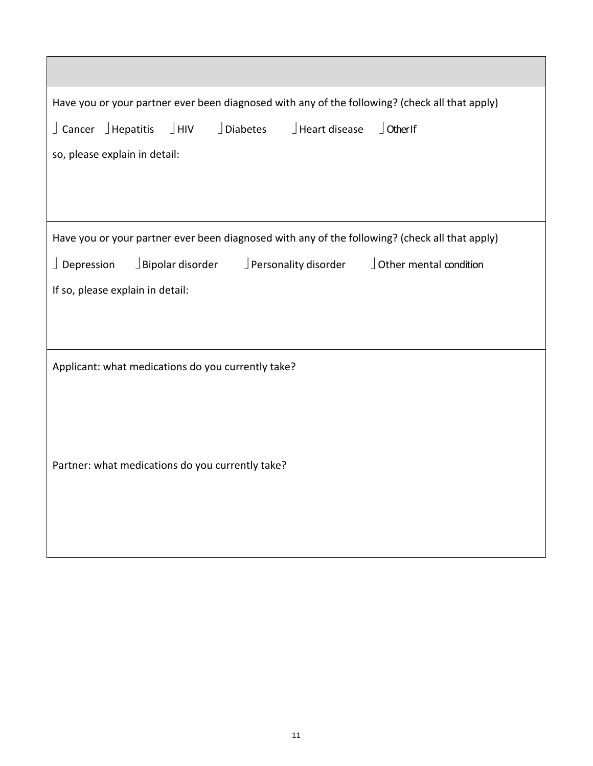Have you or your partner ever been diagnosed with any of the following? (check all that apply)

☐ Cancer ☐ Hepatitis ☐ HIV ☐ Diabetes ☐ Heart disease ☐ OtherIf

so, please explain in detail:

Have you or your partner ever been diagnosed with any of the following? (check all that apply)

☐ Depression ☐ Bipolar disorder ☐ Personality disorder ☐ Other mental condition

If so, please explain in detail:

Applicant: what medications do you currently take?

Partner: what medications do you currently take?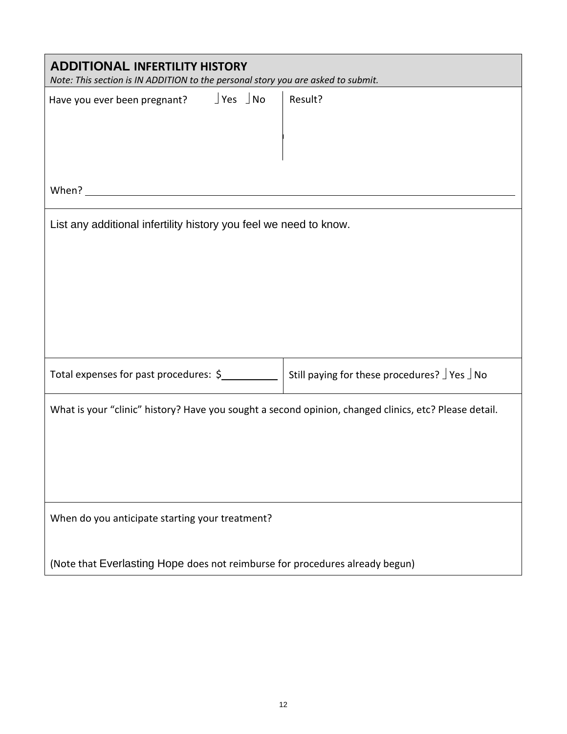## ADDITIONAL INFERTILITY HISTORY

*Note: This section is IN ADDITION to the personal story you are asked to submit.*

Have you ever been pregnant? ⌋Yes ⌋No

Result?

When? ____________________

List any additional infertility history you feel we need to know.

Total expenses for past procedures: $__________

Still paying for these procedures? ⌋Yes ⌋No

What is your "clinic" history? Have you sought a second opinion, changed clinics, etc? Please detail.

When do you anticipate starting your treatment?

(Note that Everlasting Hope does not reimburse for procedures already begun)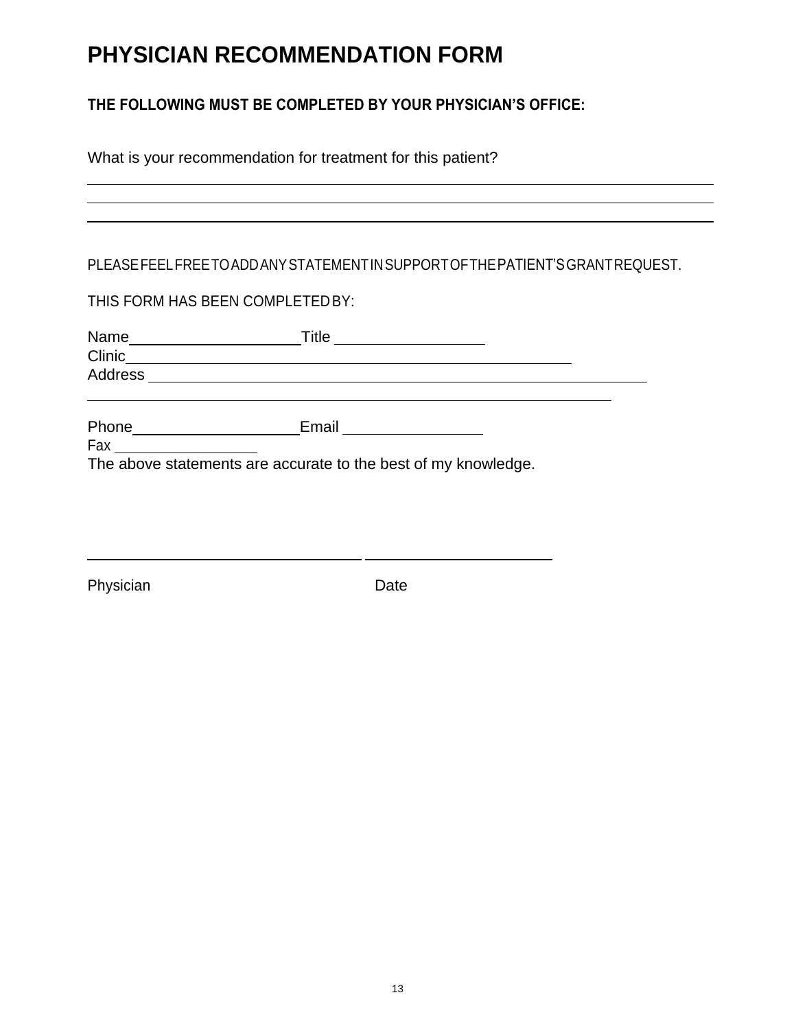# PHYSICIAN RECOMMENDATION FORM

**THE FOLLOWING MUST BE COMPLETED BY YOUR PHYSICIAN'S OFFICE:**

What is your recommendation for treatment for this patient?

\_\_\_\_\_\_\_\_\_\_\_\_\_\_\_\_\_\_\_\_\_\_\_\_\_\_\_\_\_\_\_\_\_\_\_\_\_\_\_\_\_\_\_\_\_\_\_\_\_\_\_\_\_\_\_\_\_\_\_\_\_\_\_\_\_\_\_\_

\_\_\_\_\_\_\_\_\_\_\_\_\_\_\_\_\_\_\_\_\_\_\_\_\_\_\_\_\_\_\_\_\_\_\_\_\_\_\_\_\_\_\_\_\_\_\_\_\_\_\_\_\_\_\_\_\_\_\_\_\_\_\_\_\_\_\_\_

\_\_\_\_\_\_\_\_\_\_\_\_\_\_\_\_\_\_\_\_\_\_\_\_\_\_\_\_\_\_\_\_\_\_\_\_\_\_\_\_\_\_\_\_\_\_\_\_\_\_\_\_\_\_\_\_\_\_\_\_\_\_\_\_\_\_\_\_

PLEASE FEEL FREE TO ADD ANY STATEMENT IN SUPPORT OF THE PATIENT'S GRANT REQUEST.

THIS FORM HAS BEEN COMPLETED BY:

Name\_\_\_\_\_\_\_\_\_\_\_\_\_\_\_\_\_\_\_\_ Title \_\_\_\_\_\_\_\_\_\_\_\_\_\_\_\_\_

Clinic\_\_\_\_\_\_\_\_\_\_\_\_\_\_\_\_\_\_\_\_\_\_\_\_\_\_\_\_\_\_\_\_\_\_\_\_\_\_\_\_\_\_\_\_\_\_\_\_\_\_\_

Address \_\_\_\_\_\_\_\_\_\_\_\_\_\_\_\_\_\_\_\_\_\_\_\_\_\_\_\_\_\_\_\_\_\_\_\_\_\_\_\_\_\_\_\_\_\_\_\_\_\_\_\_\_\_

\_\_\_\_\_\_\_\_\_\_\_\_\_\_\_\_\_\_\_\_\_\_\_\_\_\_\_\_\_\_\_\_\_\_\_\_\_\_\_\_\_\_\_\_\_\_\_\_\_\_\_\_\_\_\_\_\_\_\_\_

Phone\_\_\_\_\_\_\_\_\_\_\_\_\_\_\_\_\_\_\_\_ Email \_\_\_\_\_\_\_\_\_\_\_\_\_\_\_\_

Fax \_\_\_\_\_\_\_\_\_\_\_\_\_\_\_\_

The above statements are accurate to the best of my knowledge.

\_\_\_\_\_\_\_\_\_\_\_\_\_\_\_\_\_\_\_\_\_\_\_\_\_\_\_\_\_\_\_\_ \_\_\_\_\_\_\_\_\_\_\_\_\_\_\_\_\_\_\_\_\_\_

Physician Date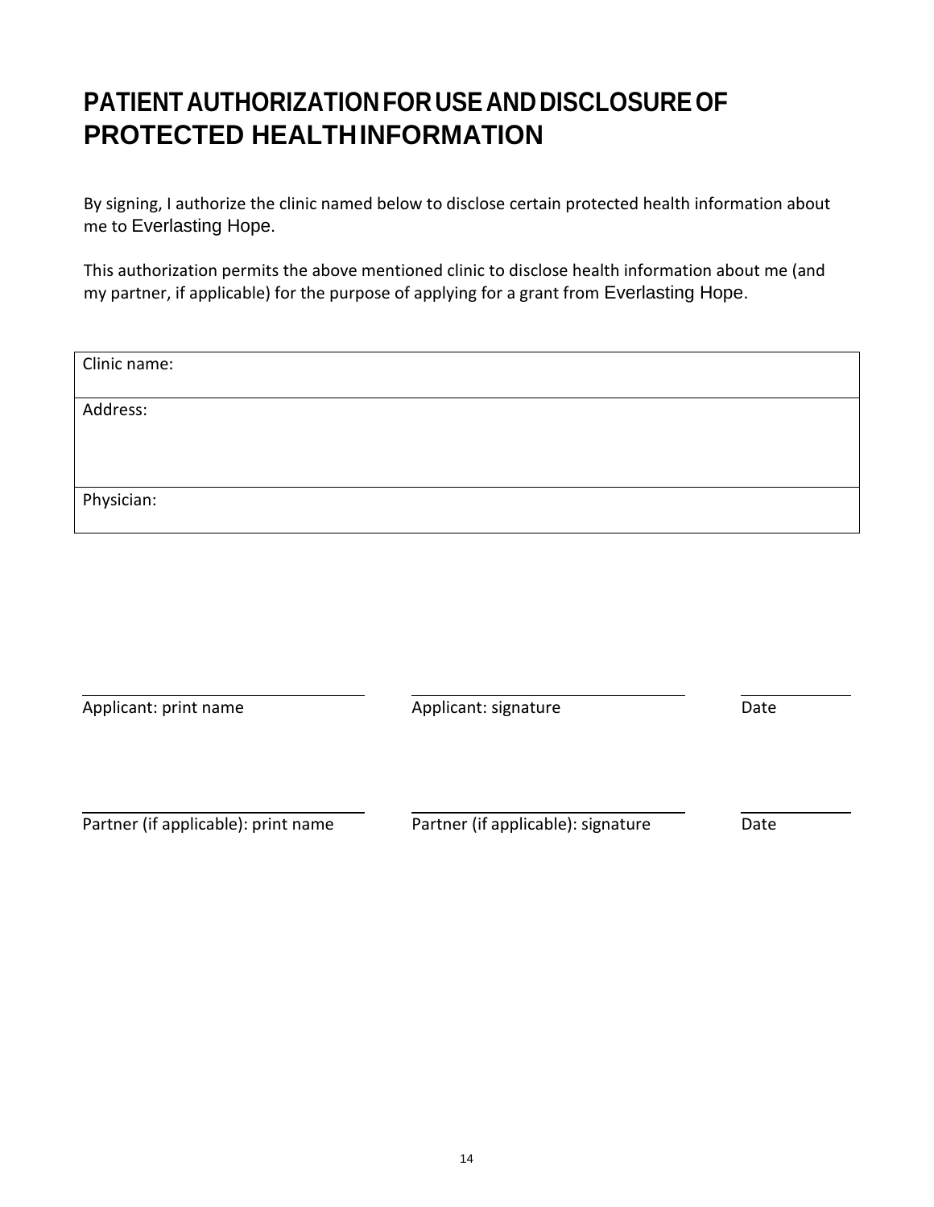# PATIENT AUTHORIZATION FOR USE AND DISCLOSURE OF PROTECTED HEALTH INFORMATION

By signing, I authorize the clinic named below to disclose certain protected health information about me to Everlasting Hope.

This authorization permits the above mentioned clinic to disclose health information about me (and my partner, if applicable) for the purpose of applying for a grant from Everlasting Hope.

| Clinic name: |
|---|
| Address: |
| Physician: |

| Applicant: print name | Applicant: signature | Date |
|---|---|---|
| Partner (if applicable): print name | Partner (if applicable): signature | Date |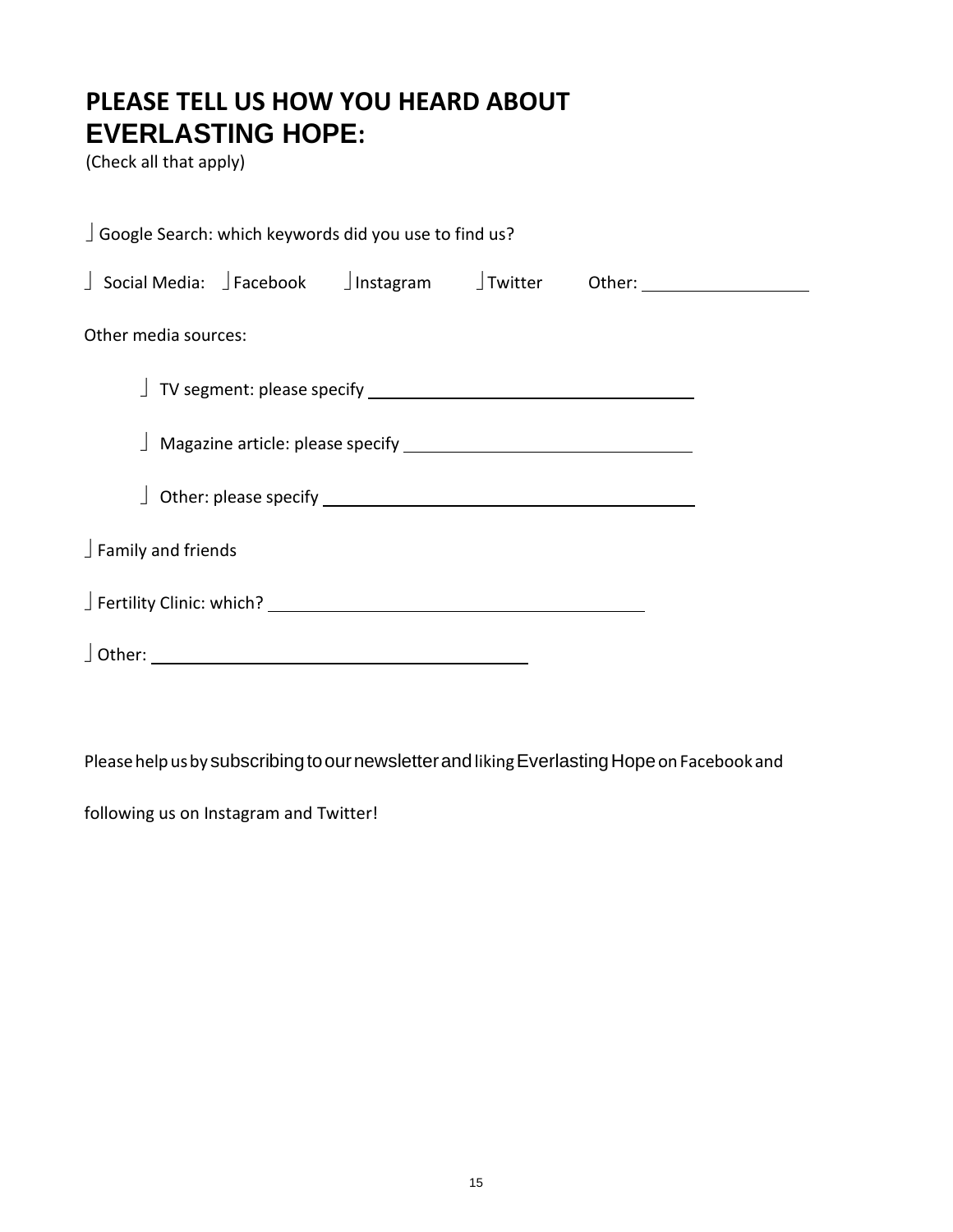# PLEASE TELL US HOW YOU HEARD ABOUT EVERLASTING HOPE:

(Check all that apply)

- ☐ Google Search: which keywords did you use to find us?
- ☐ Social Media: ☐ Facebook ☐ Instagram ☐ Twitter Other: ___________________

Other media sources:

- ☐ TV segment: please specify ______________________________________
- ☐ Magazine article: please specify ________________________________
- ☐ Other: please specify ___________________________________________

- ☐ Family and friends
- ☐ Fertility Clinic: which? ________________________________________
- ☐ Other: ______________________________________

Please help us by subscribing to our newsletter and liking Everlasting Hope on Facebook and following us on Instagram and Twitter!